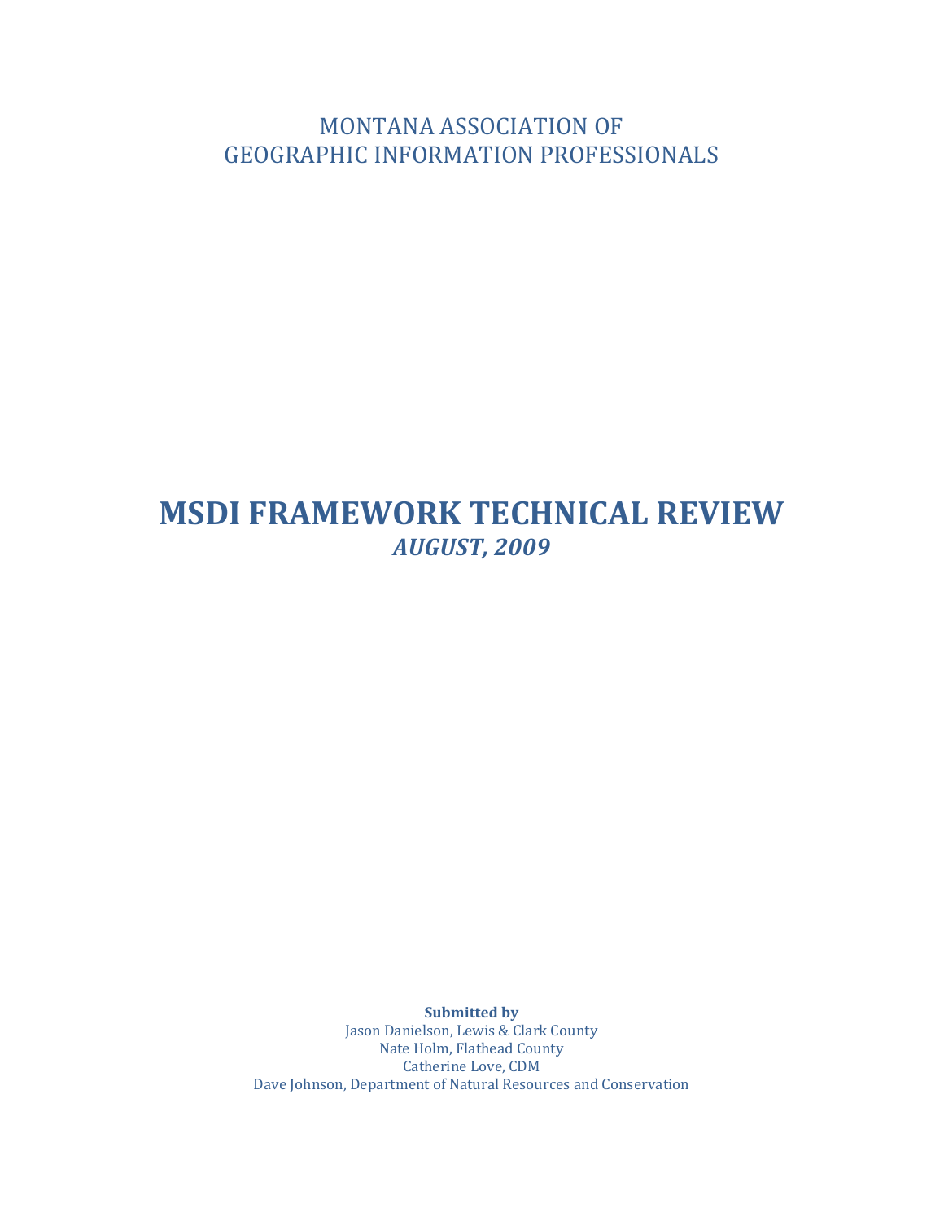MONTANA ASSOCIATION OF
GEOGRAPHIC INFORMATION PROFESSIONALS

# MSDI FRAMEWORK TECHNICAL REVIEW

***AUGUST, 2009***

**Submitted by**

Jason Danielson, Lewis & Clark County
Nate Holm, Flathead County
Catherine Love, CDM
Dave Johnson, Department of Natural Resources and Conservation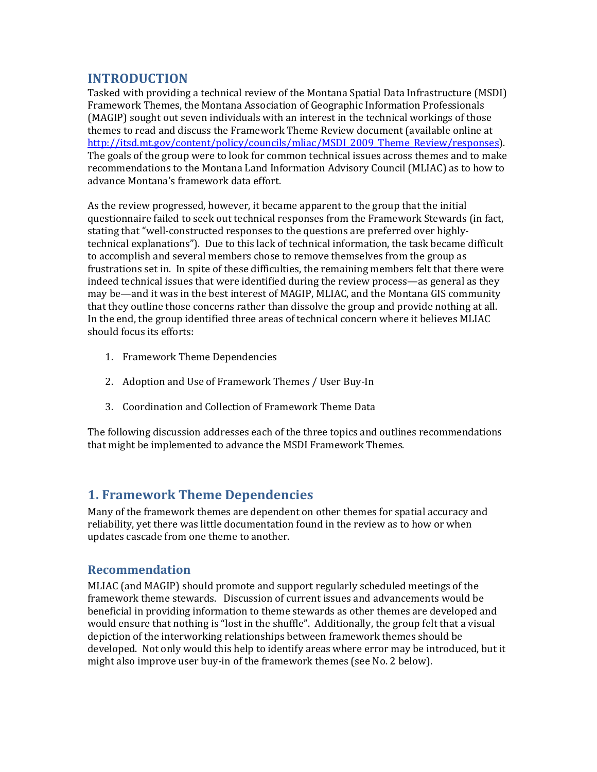## INTRODUCTION

Tasked with providing a technical review of the Montana Spatial Data Infrastructure (MSDI) Framework Themes, the Montana Association of Geographic Information Professionals (MAGIP) sought out seven individuals with an interest in the technical workings of those themes to read and discuss the Framework Theme Review document (available online at [http://itsd.mt.gov/content/policy/councils/mliac/MSDI_2009_Theme_Review/responses](http://itsd.mt.gov/content/policy/councils/mliac/MSDI_2009_Theme_Review/responses)). The goals of the group were to look for common technical issues across themes and to make recommendations to the Montana Land Information Advisory Council (MLIAC) as to how to advance Montana's framework data effort.

As the review progressed, however, it became apparent to the group that the initial questionnaire failed to seek out technical responses from the Framework Stewards (in fact, stating that "well-constructed responses to the questions are preferred over highly-technical explanations"). Due to this lack of technical information, the task became difficult to accomplish and several members chose to remove themselves from the group as frustrations set in. In spite of these difficulties, the remaining members felt that there were indeed technical issues that were identified during the review process—as general as they may be—and it was in the best interest of MAGIP, MLIAC, and the Montana GIS community that they outline those concerns rather than dissolve the group and provide nothing at all. In the end, the group identified three areas of technical concern where it believes MLIAC should focus its efforts:

1. Framework Theme Dependencies
2. Adoption and Use of Framework Themes / User Buy-In
3. Coordination and Collection of Framework Theme Data

The following discussion addresses each of the three topics and outlines recommendations that might be implemented to advance the MSDI Framework Themes.

## 1. Framework Theme Dependencies

Many of the framework themes are dependent on other themes for spatial accuracy and reliability, yet there was little documentation found in the review as to how or when updates cascade from one theme to another.

### Recommendation

MLIAC (and MAGIP) should promote and support regularly scheduled meetings of the framework theme stewards. Discussion of current issues and advancements would be beneficial in providing information to theme stewards as other themes are developed and would ensure that nothing is "lost in the shuffle". Additionally, the group felt that a visual depiction of the interworking relationships between framework themes should be developed. Not only would this help to identify areas where error may be introduced, but it might also improve user buy-in of the framework themes (see No. 2 below).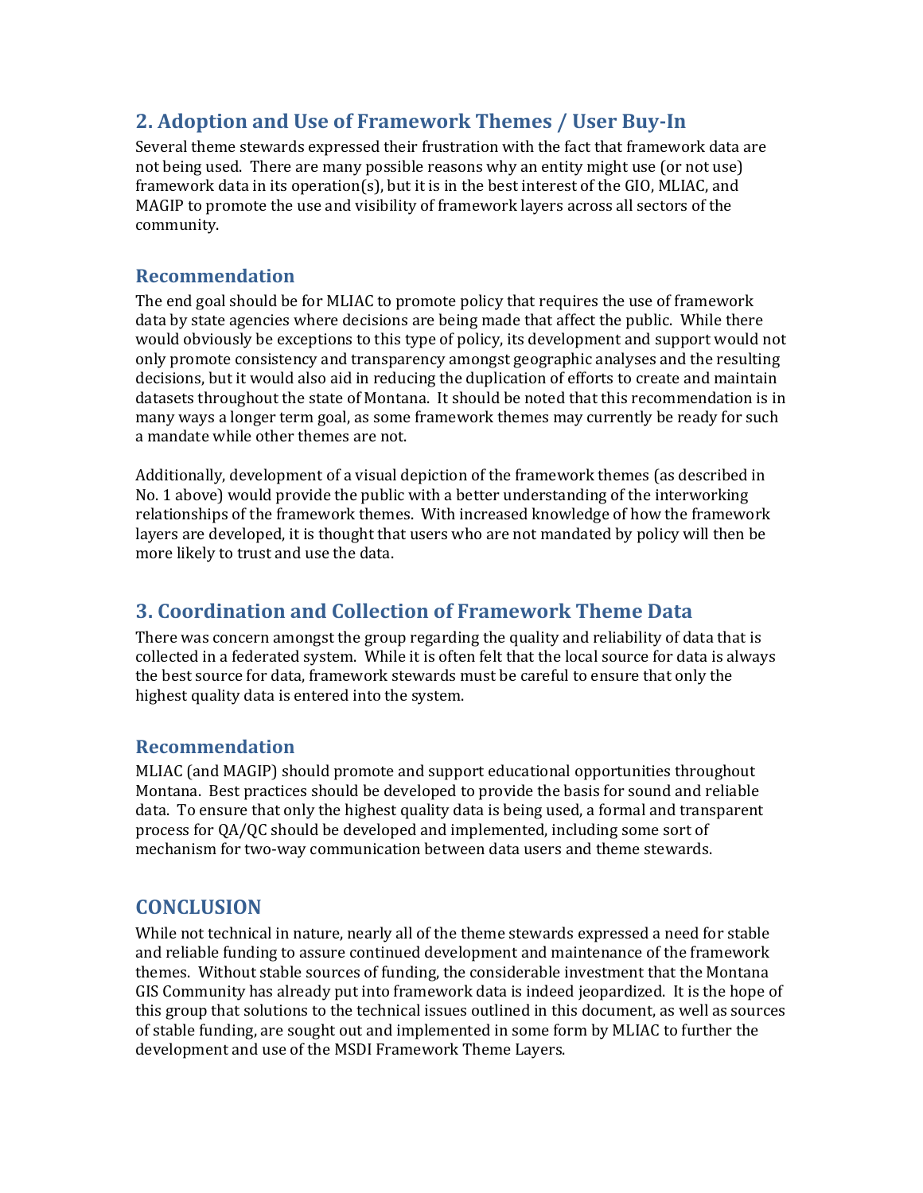## 2. Adoption and Use of Framework Themes / User Buy-In

Several theme stewards expressed their frustration with the fact that framework data are not being used. There are many possible reasons why an entity might use (or not use) framework data in its operation(s), but it is in the best interest of the GIO, MLIAC, and MAGIP to promote the use and visibility of framework layers across all sectors of the community.

### Recommendation

The end goal should be for MLIAC to promote policy that requires the use of framework data by state agencies where decisions are being made that affect the public. While there would obviously be exceptions to this type of policy, its development and support would not only promote consistency and transparency amongst geographic analyses and the resulting decisions, but it would also aid in reducing the duplication of efforts to create and maintain datasets throughout the state of Montana. It should be noted that this recommendation is in many ways a longer term goal, as some framework themes may currently be ready for such a mandate while other themes are not.

Additionally, development of a visual depiction of the framework themes (as described in No. 1 above) would provide the public with a better understanding of the interworking relationships of the framework themes. With increased knowledge of how the framework layers are developed, it is thought that users who are not mandated by policy will then be more likely to trust and use the data.

## 3. Coordination and Collection of Framework Theme Data

There was concern amongst the group regarding the quality and reliability of data that is collected in a federated system. While it is often felt that the local source for data is always the best source for data, framework stewards must be careful to ensure that only the highest quality data is entered into the system.

### Recommendation

MLIAC (and MAGIP) should promote and support educational opportunities throughout Montana. Best practices should be developed to provide the basis for sound and reliable data. To ensure that only the highest quality data is being used, a formal and transparent process for QA/QC should be developed and implemented, including some sort of mechanism for two-way communication between data users and theme stewards.

## CONCLUSION

While not technical in nature, nearly all of the theme stewards expressed a need for stable and reliable funding to assure continued development and maintenance of the framework themes. Without stable sources of funding, the considerable investment that the Montana GIS Community has already put into framework data is indeed jeopardized. It is the hope of this group that solutions to the technical issues outlined in this document, as well as sources of stable funding, are sought out and implemented in some form by MLIAC to further the development and use of the MSDI Framework Theme Layers.